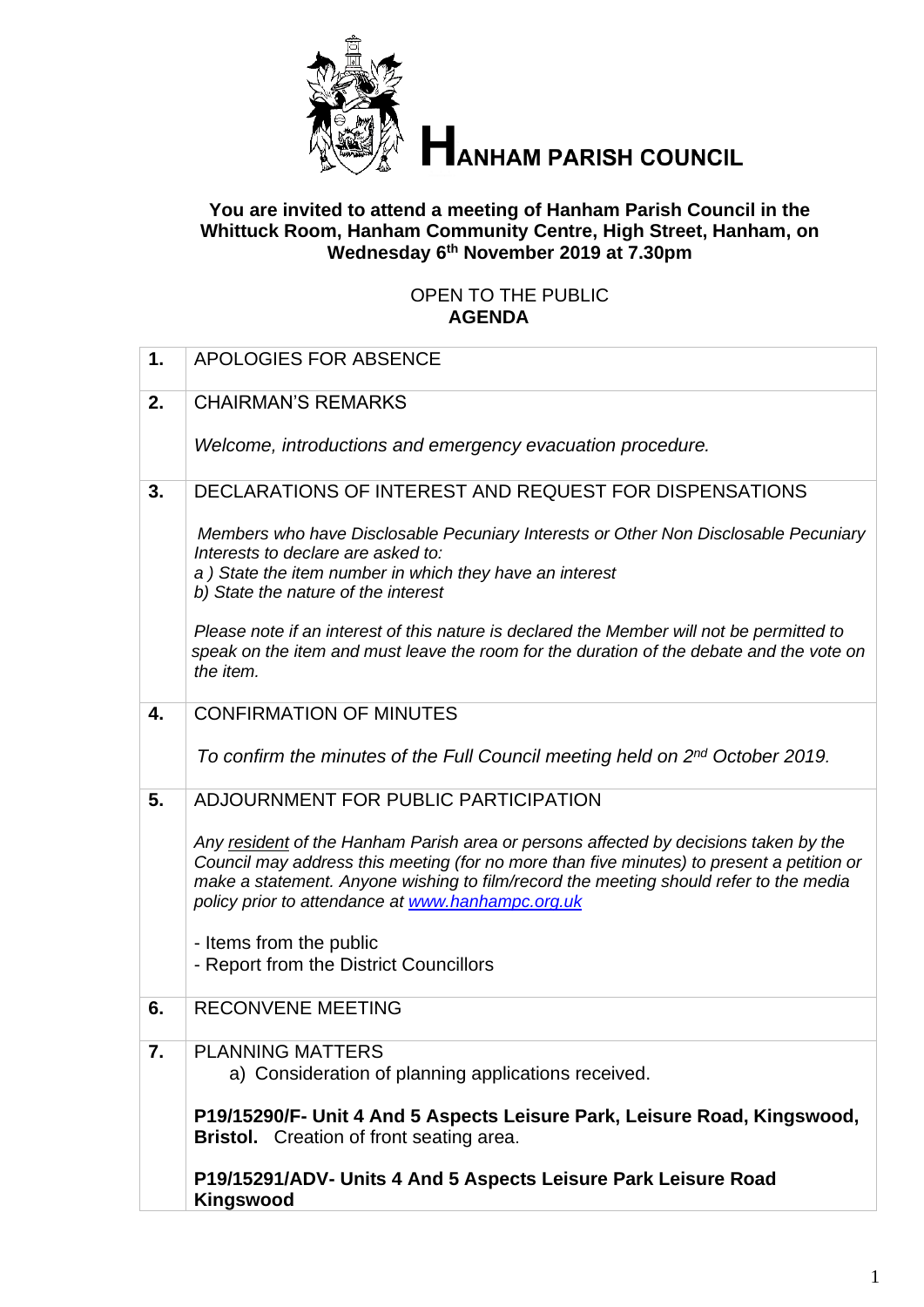# HANHAM PARISH COUNCIL

**You are invited to attend a meeting of Hanham Parish Council in the Whittuck Room, Hanham Community Centre, High Street, Hanham, on Wednesday 6th November 2019 at 7.30pm**

OPEN TO THE PUBLIC
**AGENDA**

| | |
|---|---|
| **1.** | APOLOGIES FOR ABSENCE |
| **2.** | CHAIRMAN'S REMARKS<br><br>*Welcome, introductions and emergency evacuation procedure.* |
| **3.** | DECLARATIONS OF INTEREST AND REQUEST FOR DISPENSATIONS<br><br>*Members who have Disclosable Pecuniary Interests or Other Non Disclosable Pecuniary Interests to declare are asked to:*<br>*a ) State the item number in which they have an interest*<br>*b) State the nature of the interest*<br><br>*Please note if an interest of this nature is declared the Member will not be permitted to speak on the item and must leave the room for the duration of the debate and the vote on the item.* |
| **4.** | CONFIRMATION OF MINUTES<br><br>*To confirm the minutes of the Full Council meeting held on 2nd October 2019.* |
| **5.** | ADJOURNMENT FOR PUBLIC PARTICIPATION<br><br>*Any resident of the Hanham Parish area or persons affected by decisions taken by the Council may address this meeting (for no more than five minutes) to present a petition or make a statement. Anyone wishing to film/record the meeting should refer to the media policy prior to attendance at [www.hanhampc.org.uk](www.hanhampc.org.uk)*<br><br>- Items from the public<br>- Report from the District Councillors |
| **6.** | RECONVENE MEETING |
| **7.** | PLANNING MATTERS<br>a) Consideration of planning applications received.<br><br>**P19/15290/F- Unit 4 And 5 Aspects Leisure Park, Leisure Road, Kingswood, Bristol.** Creation of front seating area.<br><br>**P19/15291/ADV- Units 4 And 5 Aspects Leisure Park Leisure Road Kingswood** |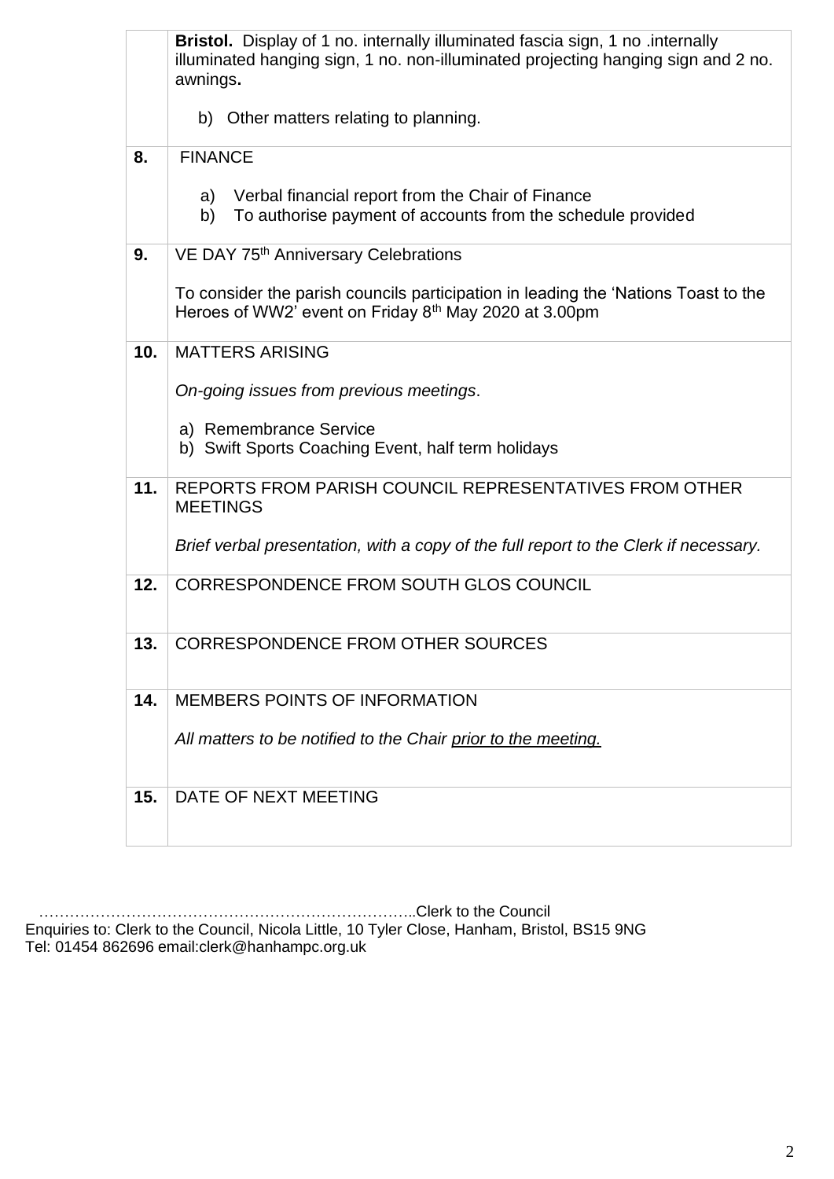| | |
|---|---|
| | **Bristol.** Display of 1 no. internally illuminated fascia sign, 1 no .internally illuminated hanging sign, 1 no. non-illuminated projecting hanging sign and 2 no. awnings**.**<br><br>b) Other matters relating to planning. |
| **8.** | FINANCE<br><br>a) Verbal financial report from the Chair of Finance<br>b) To authorise payment of accounts from the schedule provided |
| **9.** | VE DAY 75th Anniversary Celebrations<br><br>To consider the parish councils participation in leading the 'Nations Toast to the Heroes of WW2' event on Friday 8th May 2020 at 3.00pm |
| **10.** | MATTERS ARISING<br><br>*On-going issues from previous meetings*.<br><br>a) Remembrance Service<br>b) Swift Sports Coaching Event, half term holidays |
| **11.** | REPORTS FROM PARISH COUNCIL REPRESENTATIVES FROM OTHER MEETINGS<br><br>*Brief verbal presentation, with a copy of the full report to the Clerk if necessary.* |
| **12.** | CORRESPONDENCE FROM SOUTH GLOS COUNCIL |
| **13.** | CORRESPONDENCE FROM OTHER SOURCES |
| **14.** | MEMBERS POINTS OF INFORMATION<br><br>*All matters to be notified to the Chair <u>prior to the meeting.</u>* |
| **15.** | DATE OF NEXT MEETING |

………………………………………………………………..Clerk to the Council
Enquiries to: Clerk to the Council, Nicola Little, 10 Tyler Close, Hanham, Bristol, BS15 9NG
Tel: 01454 862696 email:clerk@hanhampc.org.uk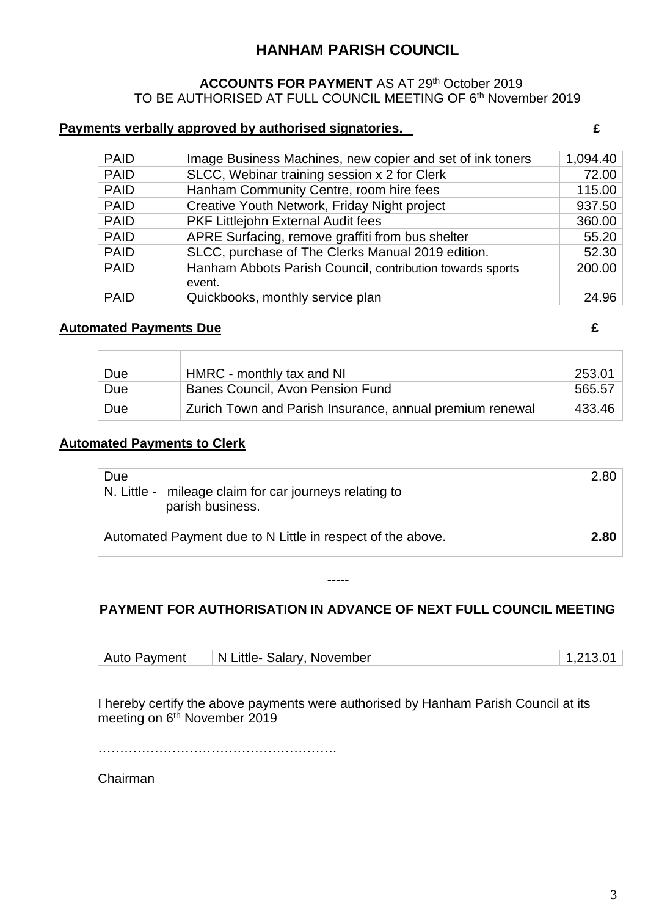# HANHAM PARISH COUNCIL

**ACCOUNTS FOR PAYMENT** AS AT 29th October 2019
TO BE AUTHORISED AT FULL COUNCIL MEETING OF 6th November 2019

**Payments verbally approved by authorised signatories.** **£**

| | | |
|---|---|---|
| PAID | Image Business Machines, new copier and set of ink toners | 1,094.40 |
| PAID | SLCC, Webinar training session x 2 for Clerk | 72.00 |
| PAID | Hanham Community Centre, room hire fees | 115.00 |
| PAID | Creative Youth Network, Friday Night project | 937.50 |
| PAID | PKF Littlejohn External Audit fees | 360.00 |
| PAID | APRE Surfacing, remove graffiti from bus shelter | 55.20 |
| PAID | SLCC, purchase of The Clerks Manual 2019 edition. | 52.30 |
| PAID | Hanham Abbots Parish Council, contribution towards sports event. | 200.00 |
| PAID | Quickbooks, monthly service plan | 24.96 |

**Automated Payments Due** **£**

| | | |
|---|---|---|
| Due | HMRC - monthly tax and NI | 253.01 |
| Due | Banes Council, Avon Pension Fund | 565.57 |
| Due | Zurich Town and Parish Insurance, annual premium renewal | 433.46 |

**Automated Payments to Clerk**

| | |
|---|---|
| Due<br>N. Little - mileage claim for car journeys relating to parish business. | 2.80 |
| Automated Payment due to N Little in respect of the above. | **2.80** |

-----

**PAYMENT FOR AUTHORISATION IN ADVANCE OF NEXT FULL COUNCIL MEETING**

| | | |
|---|---|---|
| Auto Payment | N Little- Salary, November | 1,213.01 |

I hereby certify the above payments were authorised by Hanham Parish Council at its meeting on 6th November 2019

……………………………………………….

Chairman